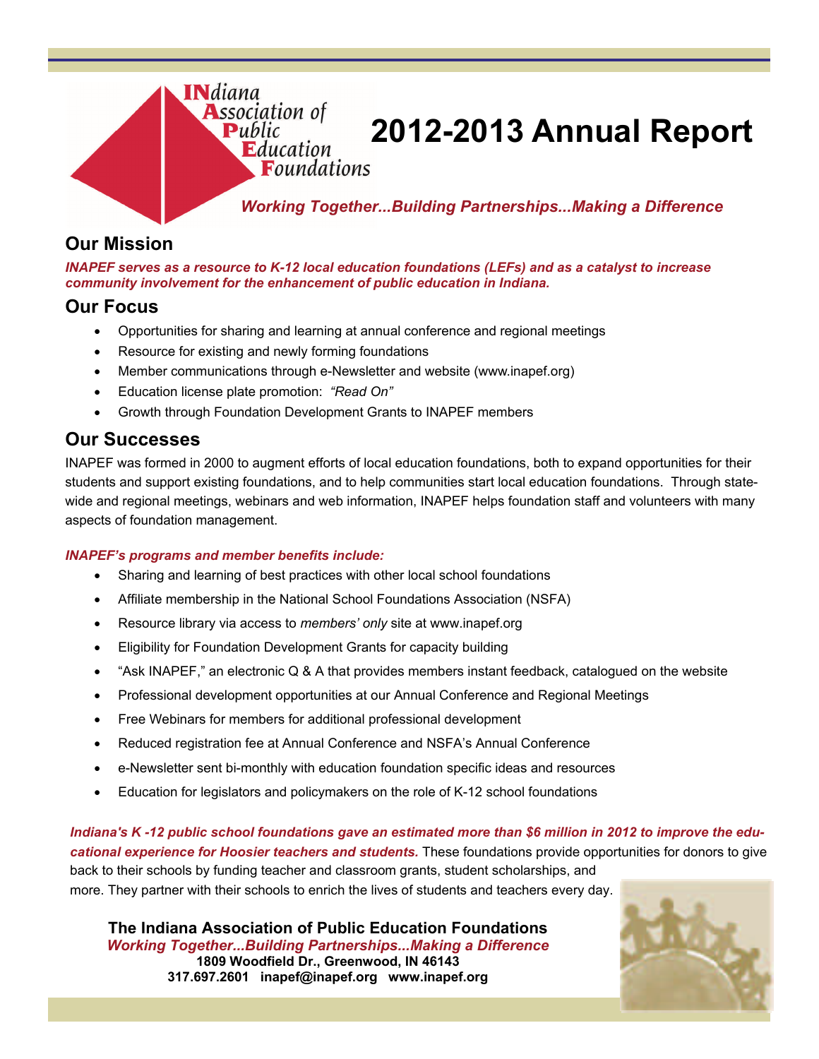**INdiana Association of Public Education Foundations**

# 2012-2013 Annual Report

*Working Together...Building Partnerships...Making a Difference*

## Our Mission

***INAPEF serves as a resource to K-12 local education foundations (LEFs) and as a catalyst to increase community involvement for the enhancement of public education in Indiana.***

## Our Focus

- Opportunities for sharing and learning at annual conference and regional meetings
- Resource for existing and newly forming foundations
- Member communications through e-Newsletter and website (www.inapef.org)
- Education license plate promotion: *"Read On"*
- Growth through Foundation Development Grants to INAPEF members

## Our Successes

INAPEF was formed in 2000 to augment efforts of local education foundations, both to expand opportunities for their students and support existing foundations, and to help communities start local education foundations. Through state-wide and regional meetings, webinars and web information, INAPEF helps foundation staff and volunteers with many aspects of foundation management.

***INAPEF's programs and member benefits include:***

- Sharing and learning of best practices with other local school foundations
- Affiliate membership in the National School Foundations Association (NSFA)
- Resource library via access to *members' only* site at www.inapef.org
- Eligibility for Foundation Development Grants for capacity building
- "Ask INAPEF," an electronic Q & A that provides members instant feedback, catalogued on the website
- Professional development opportunities at our Annual Conference and Regional Meetings
- Free Webinars for members for additional professional development
- Reduced registration fee at Annual Conference and NSFA's Annual Conference
- e-Newsletter sent bi-monthly with education foundation specific ideas and resources
- Education for legislators and policymakers on the role of K-12 school foundations

***Indiana's K -12 public school foundations gave an estimated more than $6 million in 2012 to improve the educational experience for Hoosier teachers and students.*** These foundations provide opportunities for donors to give back to their schools by funding teacher and classroom grants, student scholarships, and more. They partner with their schools to enrich the lives of students and teachers every day.

**The Indiana Association of Public Education Foundations**
***Working Together...Building Partnerships...Making a Difference***
**1809 Woodfield Dr., Greenwood, IN 46143**
**317.697.2601 inapef@inapef.org www.inapef.org**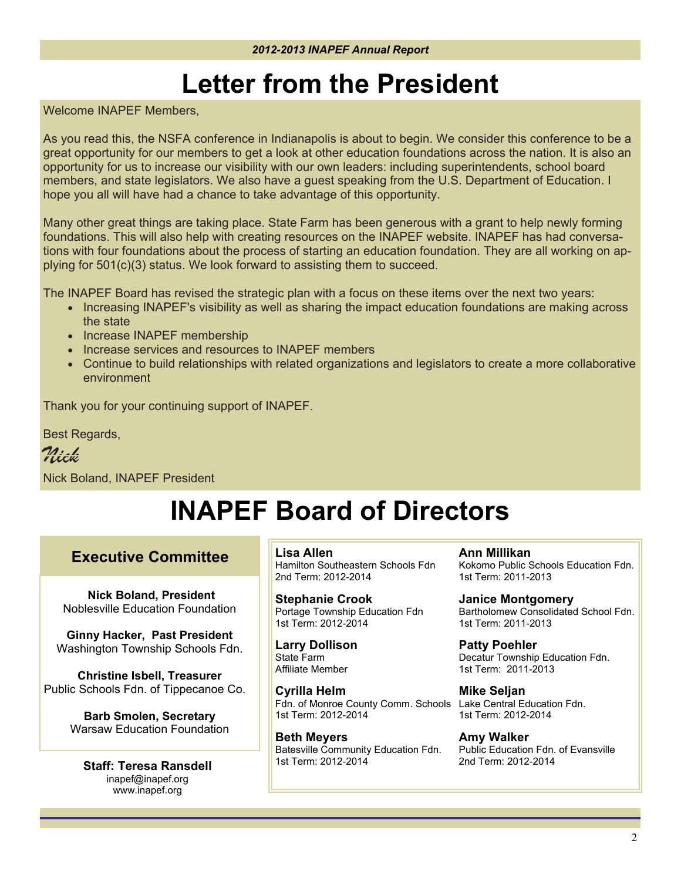# Letter from the President

Welcome INAPEF Members,

As you read this, the NSFA conference in Indianapolis is about to begin. We consider this conference to be a great opportunity for our members to get a look at other education foundations across the nation. It is also an opportunity for us to increase our visibility with our own leaders: including superintendents, school board members, and state legislators. We also have a guest speaking from the U.S. Department of Education. I hope you all will have had a chance to take advantage of this opportunity.

Many other great things are taking place. State Farm has been generous with a grant to help newly forming foundations. This will also help with creating resources on the INAPEF website. INAPEF has had conversations with four foundations about the process of starting an education foundation. They are all working on applying for 501(c)(3) status. We look forward to assisting them to succeed.

The INAPEF Board has revised the strategic plan with a focus on these items over the next two years:

- Increasing INAPEF's visibility as well as sharing the impact education foundations are making across the state
- Increase INAPEF membership
- Increase services and resources to INAPEF members
- Continue to build relationships with related organizations and legislators to create a more collaborative environment

Thank you for your continuing support of INAPEF.

Best Regards,

*Nick*

Nick Boland, INAPEF President

# INAPEF Board of Directors

## Executive Committee

**Nick Boland, President**
Noblesville Education Foundation

**Ginny Hacker, Past President**
Washington Township Schools Fdn.

**Christine Isbell, Treasurer**
Public Schools Fdn. of Tippecanoe Co.

**Barb Smolen, Secretary**
Warsaw Education Foundation

**Staff: Teresa Ransdell**
inapef@inapef.org
www.inapef.org

**Lisa Allen**
Hamilton Southeastern Schools Fdn
2nd Term: 2012-2014

**Stephanie Crook**
Portage Township Education Fdn
1st Term: 2012-2014

**Larry Dollison**
State Farm
Affiliate Member

**Cyrilla Helm**
Fdn. of Monroe County Comm. Schools
1st Term: 2012-2014

**Beth Meyers**
Batesville Community Education Fdn.
1st Term: 2012-2014

**Ann Millikan**
Kokomo Public Schools Education Fdn.
1st Term: 2011-2013

**Janice Montgomery**
Bartholomew Consolidated School Fdn.
1st Term: 2011-2013

**Patty Poehler**
Decatur Township Education Fdn.
1st Term: 2011-2013

**Mike Seljan**
Lake Central Education Fdn.
1st Term: 2012-2014

**Amy Walker**
Public Education Fdn. of Evansville
2nd Term: 2012-2014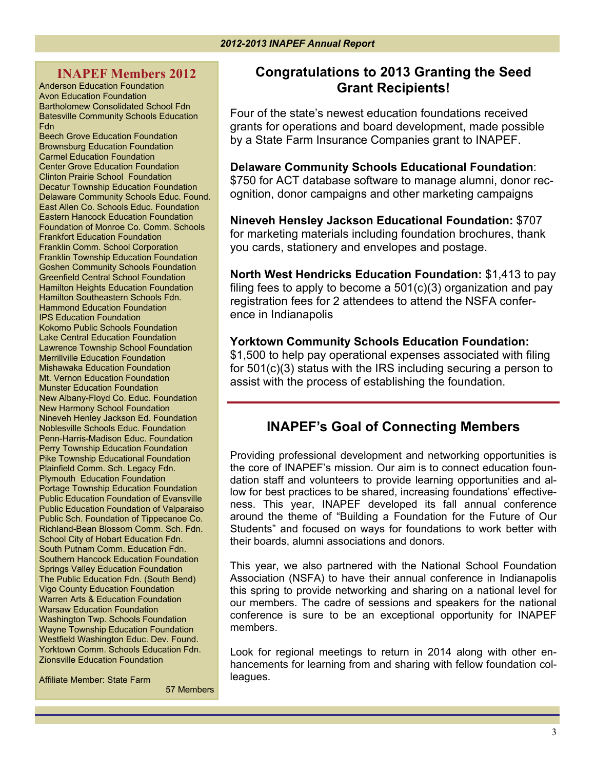## INAPEF Members 2012

Anderson Education Foundation
Avon Education Foundation
Bartholomew Consolidated School Fdn
Batesville Community Schools Education Fdn
Beech Grove Education Foundation
Brownsburg Education Foundation
Carmel Education Foundation
Center Grove Education Foundation
Clinton Prairie School Foundation
Decatur Township Education Foundation
Delaware Community Schools Educ. Found.
East Allen Co. Schools Educ. Foundation
Eastern Hancock Education Foundation
Foundation of Monroe Co. Comm. Schools
Frankfort Education Foundation
Franklin Comm. School Corporation
Franklin Township Education Foundation
Goshen Community Schools Foundation
Greenfield Central School Foundation
Hamilton Heights Education Foundation
Hamilton Southeastern Schools Fdn.
Hammond Education Foundation
IPS Education Foundation
Kokomo Public Schools Foundation
Lake Central Education Foundation
Lawrence Township School Foundation
Merrillville Education Foundation
Mishawaka Education Foundation
Mt. Vernon Education Foundation
Munster Education Foundation
New Albany-Floyd Co. Educ. Foundation
New Harmony School Foundation
Nineveh Henley Jackson Ed. Foundation
Noblesville Schools Educ. Foundation
Penn-Harris-Madison Educ. Foundation
Perry Township Education Foundation
Pike Township Educational Foundation
Plainfield Comm. Sch. Legacy Fdn.
Plymouth Education Foundation
Portage Township Education Foundation
Public Education Foundation of Evansville
Public Education Foundation of Valparaiso
Public Sch. Foundation of Tippecanoe Co.
Richland-Bean Blossom Comm. Sch. Fdn.
School City of Hobart Education Fdn.
South Putnam Comm. Education Fdn.
Southern Hancock Education Foundation
Springs Valley Education Foundation
The Public Education Fdn. (South Bend)
Vigo County Education Foundation
Warren Arts & Education Foundation
Warsaw Education Foundation
Washington Twp. Schools Foundation
Wayne Township Education Foundation
Westfield Washington Educ. Dev. Found.
Yorktown Comm. Schools Education Fdn.
Zionsville Education Foundation

Affiliate Member: State Farm

57 Members

## Congratulations to 2013 Granting the Seed Grant Recipients!

Four of the state's newest education foundations received grants for operations and board development, made possible by a State Farm Insurance Companies grant to INAPEF.

**Delaware Community Schools Educational Foundation**: $750 for ACT database software to manage alumni, donor recognition, donor campaigns and other marketing campaigns

**Nineveh Hensley Jackson Educational Foundation:** $707 for marketing materials including foundation brochures, thank you cards, stationery and envelopes and postage.

**North West Hendricks Education Foundation:** $1,413 to pay filing fees to apply to become a 501(c)(3) organization and pay registration fees for 2 attendees to attend the NSFA conference in Indianapolis

**Yorktown Community Schools Education Foundation:** $1,500 to help pay operational expenses associated with filing for 501(c)(3) status with the IRS including securing a person to assist with the process of establishing the foundation.

## INAPEF's Goal of Connecting Members

Providing professional development and networking opportunities is the core of INAPEF's mission. Our aim is to connect education foundation staff and volunteers to provide learning opportunities and allow for best practices to be shared, increasing foundations' effectiveness. This year, INAPEF developed its fall annual conference around the theme of "Building a Foundation for the Future of Our Students" and focused on ways for foundations to work better with their boards, alumni associations and donors.

This year, we also partnered with the National School Foundation Association (NSFA) to have their annual conference in Indianapolis this spring to provide networking and sharing on a national level for our members. The cadre of sessions and speakers for the national conference is sure to be an exceptional opportunity for INAPEF members.

Look for regional meetings to return in 2014 along with other enhancements for learning from and sharing with fellow foundation colleagues.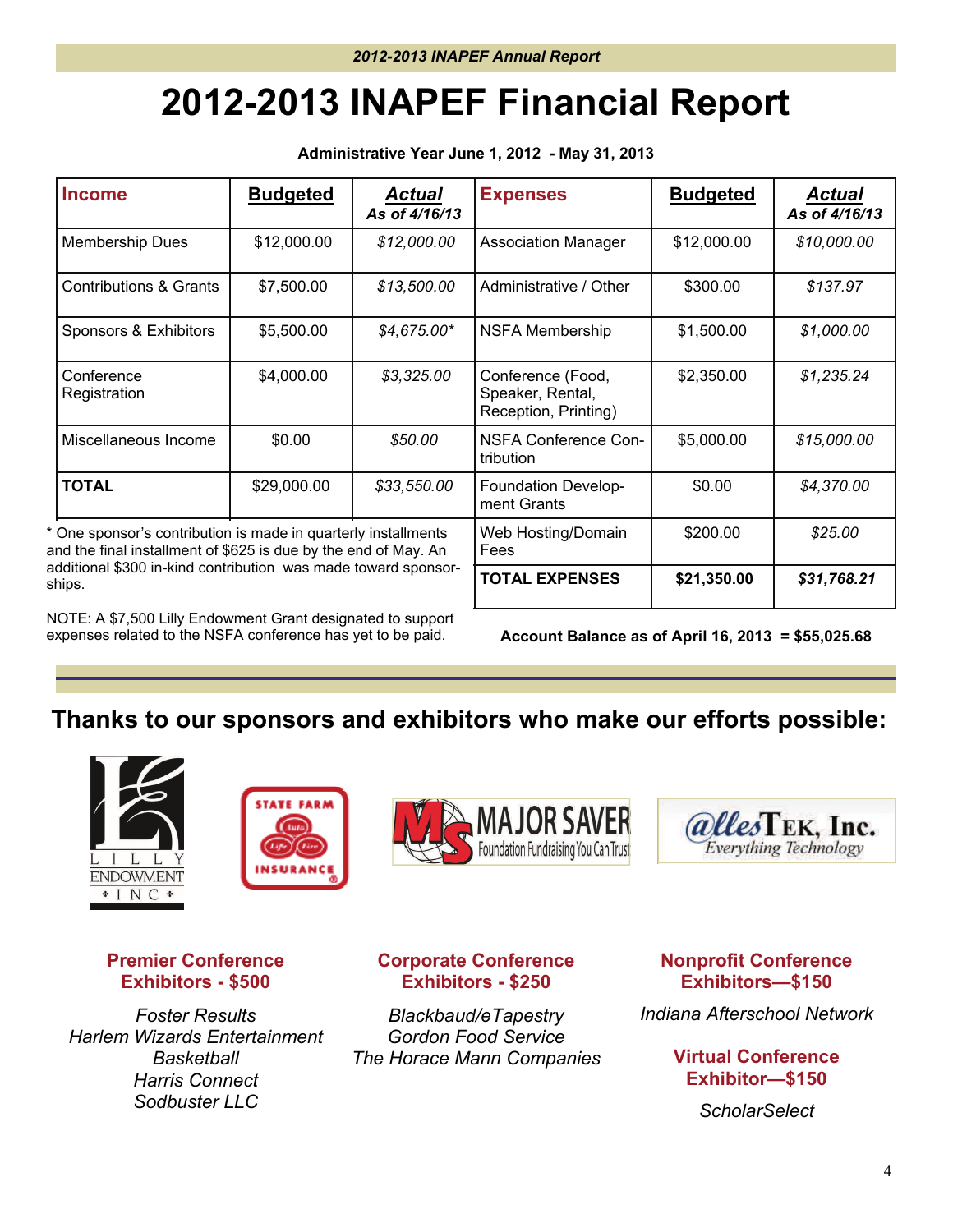# 2012-2013 INAPEF Financial Report

**Administrative Year June 1, 2012 - May 31, 2013**

| Income | Budgeted | Actual As of 4/16/13 |
|---|---|---|
| Membership Dues | $12,000.00 | *$12,000.00* |
| Contributions & Grants | $7,500.00 | *$13,500.00* |
| Sponsors & Exhibitors | $5,500.00 | *$4,675.00** |
| Conference Registration | $4,000.00 | *$3,325.00* |
| Miscellaneous Income | $0.00 | *$50.00* |
| **TOTAL** | $29,000.00 | *$33,550.00* |

* One sponsor's contribution is made in quarterly installments and the final installment of $625 is due by the end of May. An additional $300 in-kind contribution was made toward sponsorships.

NOTE: A $7,500 Lilly Endowment Grant designated to support expenses related to the NSFA conference has yet to be paid.

| Expenses | Budgeted | Actual As of 4/16/13 |
|---|---|---|
| Association Manager | $12,000.00 | *$10,000.00* |
| Administrative / Other | $300.00 | *$137.97* |
| NSFA Membership | $1,500.00 | *$1,000.00* |
| Conference (Food, Speaker, Rental, Reception, Printing) | $2,350.00 | *$1,235.24* |
| NSFA Conference Contribution | $5,000.00 | *$15,000.00* |
| Foundation Development Grants | $0.00 | *$4,370.00* |
| Web Hosting/Domain Fees | $200.00 | *$25.00* |
| **TOTAL EXPENSES** | **$21,350.00** | ***$31,768.21*** |

**Account Balance as of April 16, 2013 = $55,025.68**

## Thanks to our sponsors and exhibitors who make our efforts possible:

LILLY ENDOWMENT INC

STATE FARM INSURANCE

MAJOR SAVER Foundation Fundraising You Can Trust

@llesTEK, Inc. Everything Technology

### Premier Conference Exhibitors - $500

*Foster Results*
*Harlem Wizards Entertainment Basketball*
*Harris Connect*
*Sodbuster LLC*

### Corporate Conference Exhibitors - $250

*Blackbaud/eTapestry*
*Gordon Food Service*
*The Horace Mann Companies*

### Nonprofit Conference Exhibitors—$150

*Indiana Afterschool Network*

### Virtual Conference Exhibitor—$150

*ScholarSelect*